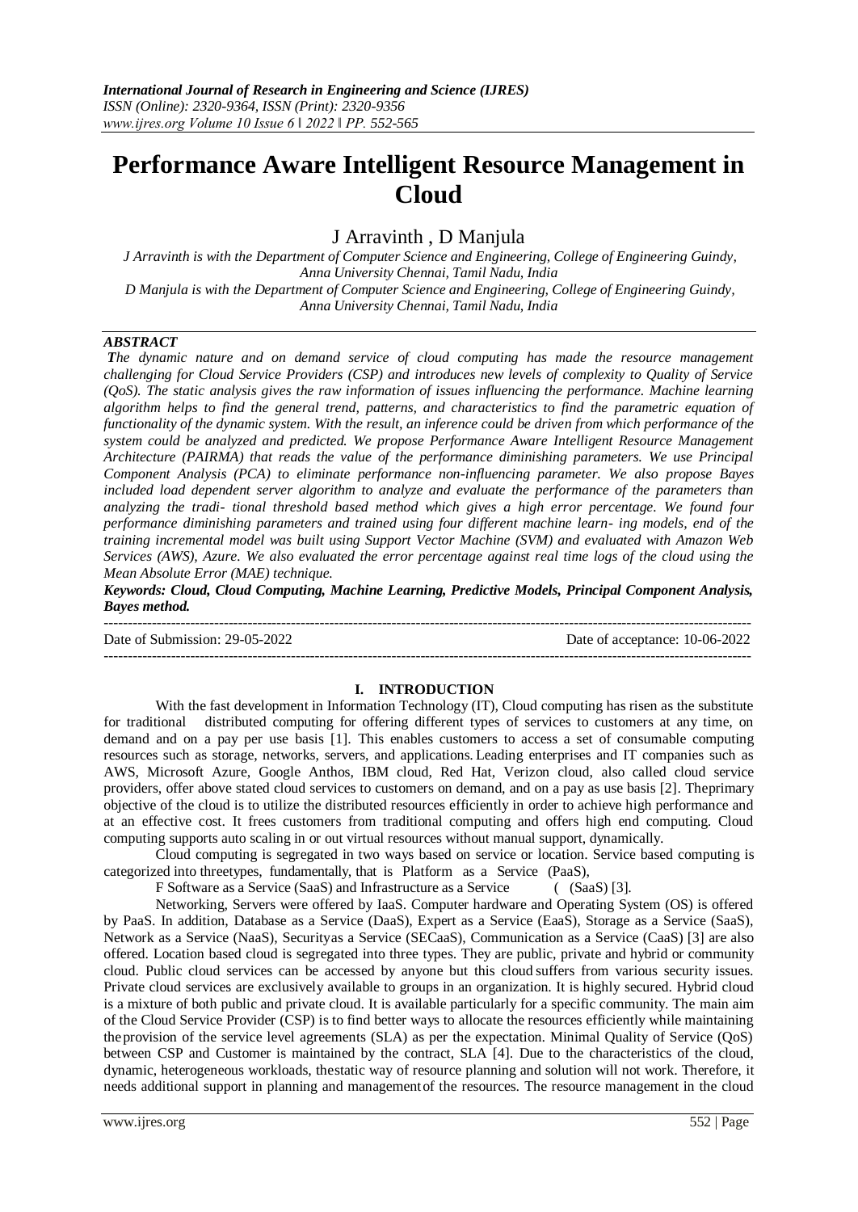# Performance Aware Intelligent Resource Management in Cloud

J Arravinth , D Manjula

*J Arravinth is with the Department of Computer Science and Engineering, College of Engineering Guindy, Anna University Chennai, Tamil Nadu, India*
*D Manjula is with the Department of Computer Science and Engineering, College of Engineering Guindy, Anna University Chennai, Tamil Nadu, India*

***ABSTRACT***

*The dynamic nature and on demand service of cloud computing has made the resource management challenging for Cloud Service Providers (CSP) and introduces new levels of complexity to Quality of Service (QoS). The static analysis gives the raw information of issues influencing the performance. Machine learning algorithm helps to find the general trend, patterns, and characteristics to find the parametric equation of functionality of the dynamic system. With the result, an inference could be driven from which performance of the system could be analyzed and predicted. We propose Performance Aware Intelligent Resource Management Architecture (PAIRMA) that reads the value of the performance diminishing parameters. We use Principal Component Analysis (PCA) to eliminate performance non-influencing parameter. We also propose Bayes included load dependent server algorithm to analyze and evaluate the performance of the parameters than analyzing the tradi- tional threshold based method which gives a high error percentage. We found four performance diminishing parameters and trained using four different machine learn- ing models, end of the training incremental model was built using Support Vector Machine (SVM) and evaluated with Amazon Web Services (AWS), Azure. We also evaluated the error percentage against real time logs of the cloud using the Mean Absolute Error (MAE) technique.*

***Keywords: Cloud, Cloud Computing, Machine Learning, Predictive Models, Principal Component Analysis, Bayes method.***

---

Date of Submission: 29-05-2022 Date of acceptance: 10-06-2022

---

## I. INTRODUCTION

With the fast development in Information Technology (IT), Cloud computing has risen as the substitute for traditional distributed computing for offering different types of services to customers at any time, on demand and on a pay per use basis [1]. This enables customers to access a set of consumable computing resources such as storage, networks, servers, and applications. Leading enterprises and IT companies such as AWS, Microsoft Azure, Google Anthos, IBM cloud, Red Hat, Verizon cloud, also called cloud service providers, offer above stated cloud services to customers on demand, and on a pay as use basis [2]. Theprimary objective of the cloud is to utilize the distributed resources efficiently in order to achieve high performance and at an effective cost. It frees customers from traditional computing and offers high end computing. Cloud computing supports auto scaling in or out virtual resources without manual support, dynamically.

Cloud computing is segregated in two ways based on service or location. Service based computing is categorized into threetypes, fundamentally, that is Platform as a Service (PaaS),

F Software as a Service (SaaS) and Infrastructure as a Service ( (SaaS) [3].

Networking, Servers were offered by IaaS. Computer hardware and Operating System (OS) is offered by PaaS. In addition, Database as a Service (DaaS), Expert as a Service (EaaS), Storage as a Service (SaaS), Network as a Service (NaaS), Securityas a Service (SECaaS), Communication as a Service (CaaS) [3] are also offered. Location based cloud is segregated into three types. They are public, private and hybrid or community cloud. Public cloud services can be accessed by anyone but this cloud suffers from various security issues. Private cloud services are exclusively available to groups in an organization. It is highly secured. Hybrid cloud is a mixture of both public and private cloud. It is available particularly for a specific community. The main aim of the Cloud Service Provider (CSP) is to find better ways to allocate the resources efficiently while maintaining theprovision of the service level agreements (SLA) as per the expectation. Minimal Quality of Service (QoS) between CSP and Customer is maintained by the contract, SLA [4]. Due to the characteristics of the cloud, dynamic, heterogeneous workloads, thestatic way of resource planning and solution will not work. Therefore, it needs additional support in planning and managementof the resources. The resource management in the cloud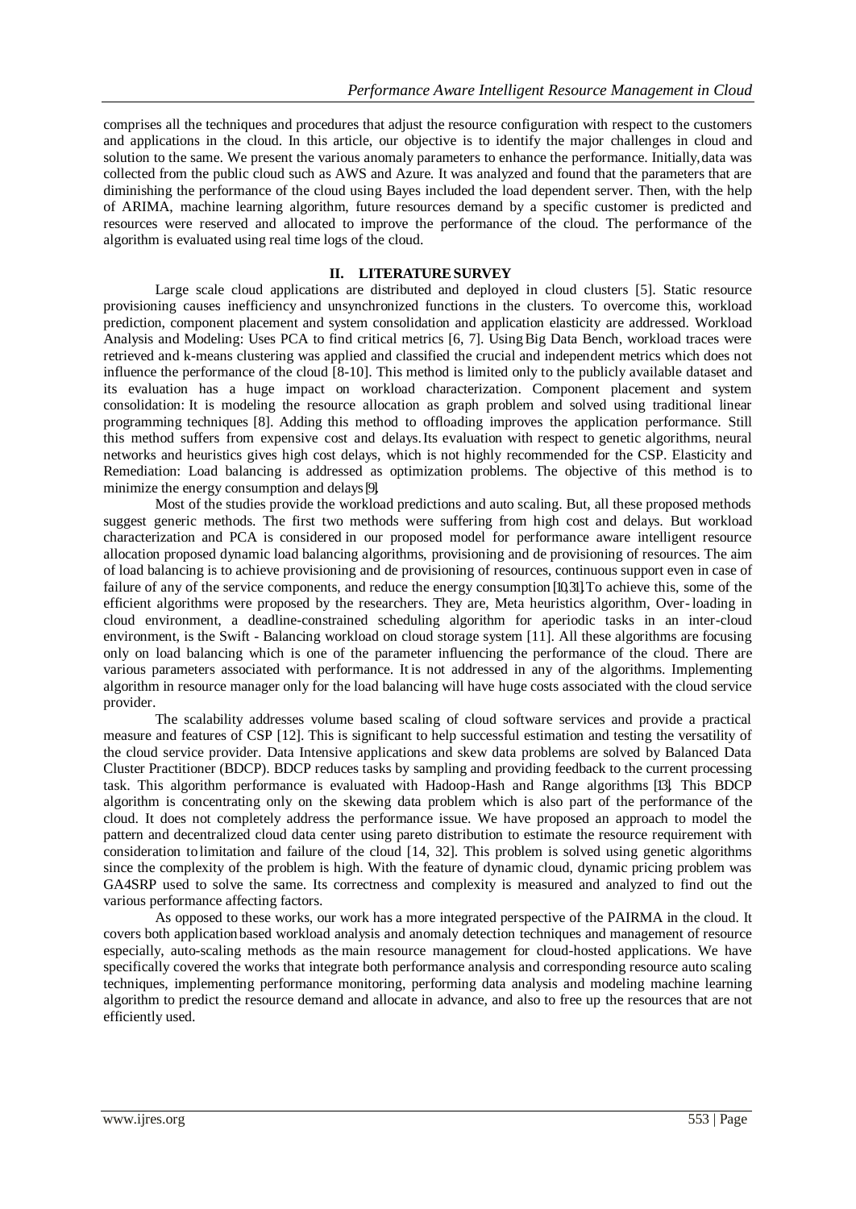comprises all the techniques and procedures that adjust the resource configuration with respect to the customers and applications in the cloud. In this article, our objective is to identify the major challenges in cloud and solution to the same. We present the various anomaly parameters to enhance the performance. Initially, data was collected from the public cloud such as AWS and Azure. It was analyzed and found that the parameters that are diminishing the performance of the cloud using Bayes included the load dependent server. Then, with the help of ARIMA, machine learning algorithm, future resources demand by a specific customer is predicted and resources were reserved and allocated to improve the performance of the cloud. The performance of the algorithm is evaluated using real time logs of the cloud.

## II. LITERATURE SURVEY

Large scale cloud applications are distributed and deployed in cloud clusters [5]. Static resource provisioning causes inefficiency and unsynchronized functions in the clusters. To overcome this, workload prediction, component placement and system consolidation and application elasticity are addressed. Workload Analysis and Modeling: Uses PCA to find critical metrics [6, 7]. Using Big Data Bench, workload traces were retrieved and k-means clustering was applied and classified the crucial and independent metrics which does not influence the performance of the cloud [8-10]. This method is limited only to the publicly available dataset and its evaluation has a huge impact on workload characterization. Component placement and system consolidation: It is modeling the resource allocation as graph problem and solved using traditional linear programming techniques [8]. Adding this method to offloading improves the application performance. Still this method suffers from expensive cost and delays. Its evaluation with respect to genetic algorithms, neural networks and heuristics gives high cost delays, which is not highly recommended for the CSP. Elasticity and Remediation: Load balancing is addressed as optimization problems. The objective of this method is to minimize the energy consumption and delays [9].

Most of the studies provide the workload predictions and auto scaling. But, all these proposed methods suggest generic methods. The first two methods were suffering from high cost and delays. But workload characterization and PCA is considered in our proposed model for performance aware intelligent resource allocation proposed dynamic load balancing algorithms, provisioning and de provisioning of resources. The aim of load balancing is to achieve provisioning and de provisioning of resources, continuous support even in case of failure of any of the service components, and reduce the energy consumption [10,31]. To achieve this, some of the efficient algorithms were proposed by the researchers. They are, Meta heuristics algorithm, Over-loading in cloud environment, a deadline-constrained scheduling algorithm for aperiodic tasks in an inter-cloud environment, is the Swift - Balancing workload on cloud storage system [11]. All these algorithms are focusing only on load balancing which is one of the parameter influencing the performance of the cloud. There are various parameters associated with performance. It is not addressed in any of the algorithms. Implementing algorithm in resource manager only for the load balancing will have huge costs associated with the cloud service provider.

The scalability addresses volume based scaling of cloud software services and provide a practical measure and features of CSP [12]. This is significant to help successful estimation and testing the versatility of the cloud service provider. Data Intensive applications and skew data problems are solved by Balanced Data Cluster Practitioner (BDCP). BDCP reduces tasks by sampling and providing feedback to the current processing task. This algorithm performance is evaluated with Hadoop-Hash and Range algorithms [13]. This BDCP algorithm is concentrating only on the skewing data problem which is also part of the performance of the cloud. It does not completely address the performance issue. We have proposed an approach to model the pattern and decentralized cloud data center using pareto distribution to estimate the resource requirement with consideration to limitation and failure of the cloud [14, 32]. This problem is solved using genetic algorithms since the complexity of the problem is high. With the feature of dynamic cloud, dynamic pricing problem was GA4SRP used to solve the same. Its correctness and complexity is measured and analyzed to find out the various performance affecting factors.

As opposed to these works, our work has a more integrated perspective of the PAIRMA in the cloud. It covers both application based workload analysis and anomaly detection techniques and management of resource especially, auto-scaling methods as the main resource management for cloud-hosted applications. We have specifically covered the works that integrate both performance analysis and corresponding resource auto scaling techniques, implementing performance monitoring, performing data analysis and modeling machine learning algorithm to predict the resource demand and allocate in advance, and also to free up the resources that are not efficiently used.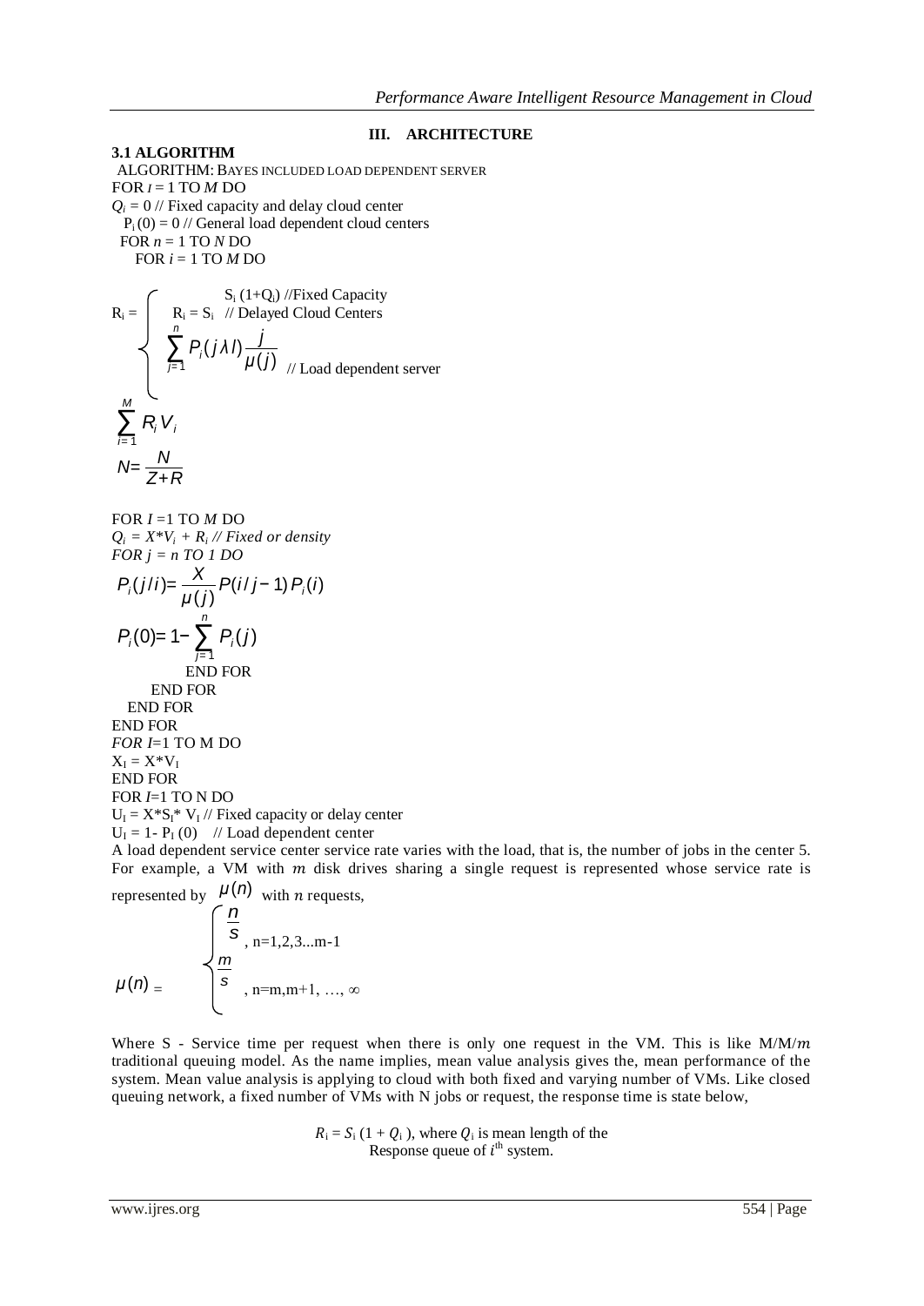## III. ARCHITECTURE

### 3.1 ALGORITHM

ALGORITHM: BAYES INCLUDED LOAD DEPENDENT SERVER

FOR $I$ = 1 TO $M$ DO

$Q_i = 0$ // Fixed capacity and delay cloud center

$P_i(0) = 0$ // General load dependent cloud centers

FOR $n$ = 1 TO $N$ DO

FOR $i$ = 1 TO $M$ DO

$$R_i = \begin{cases} S_i(1+Q_i) & \text{//Fixed Capacity} \\ R_i = S_i & \text{// Delayed Cloud Centers} \\ \sum_{j=1}^{n} P_i(j\lambda l)\dfrac{j}{\mu(j)} & \text{// Load dependent server} \end{cases}$$

$$\sum_{i=1}^{M} R_i V_i$$

$$N = \frac{N}{Z+R}$$

FOR $I$ =1 TO $M$ DO

$Q_i = X^*V_i + R_i$ *// Fixed or density*

*FOR $j$ = $n$ TO 1 DO*

$$P_i(j/i) = \frac{X}{\mu(j)} P(i/j-1) P_i(i)$$

$$P_i(0) = 1 - \sum_{j=1}^{n} P_i(j)$$

END FOR

END FOR

END FOR

END FOR

*FOR I*=1 TO M DO

$X_I = X^*V_I$

END FOR

FOR $I$=1 TO N DO

$U_I = X^*S_I^*V_I$ // Fixed capacity or delay center

$U_I = 1 - P_I(0)$ // Load dependent center

A load dependent service center service rate varies with the load, that is, the number of jobs in the center 5. For example, a VM with $m$ disk drives sharing a single request is represented whose service rate is represented by $\mu(n)$ with $n$ requests,

$$\mu(n) = \begin{cases} \dfrac{n}{s}, & n=1,2,3...m-1 \\ \dfrac{m}{s}, & n=m,m+1,\ \dots,\ \infty \end{cases}$$

Where S - Service time per request when there is only one request in the VM. This is like M/M/$m$ traditional queuing model. As the name implies, mean value analysis gives the, mean performance of the system. Mean value analysis is applying to cloud with both fixed and varying number of VMs. Like closed queuing network, a fixed number of VMs with N jobs or request, the response time is state below,

$R_i = S_i(1 + Q_i)$, where $Q_i$ is mean length of the Response queue of $i^{th}$ system.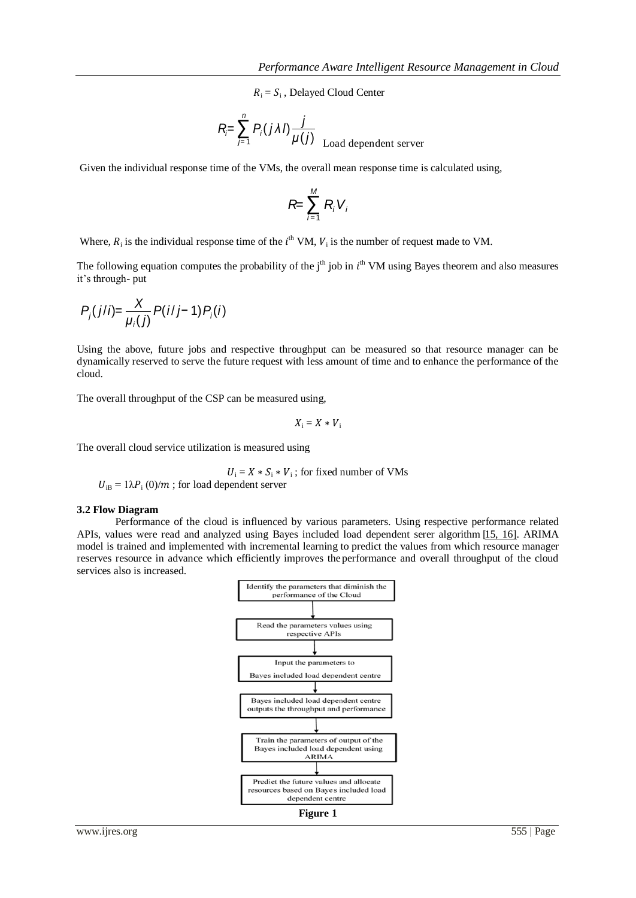$R_i = S_i$ , Delayed Cloud Center

$$R_i = \sum_{j=1}^{n} P_i(j\lambda l)\frac{j}{\mu(j)}$$ Load dependent server

Given the individual response time of the VMs, the overall mean response time is calculated using,

$$R = \sum_{i=1}^{M} R_i V_i$$

Where, $R_i$ is the individual response time of the $i^{th}$ VM, $V_i$ is the number of request made to VM.

The following equation computes the probability of the j[th] job in $i^{th}$ VM using Bayes theorem and also measures it's through- put

$$P_j(j/i) = \frac{X}{\mu_i(j)} P(i/j-1)P_i(i)$$

Using the above, future jobs and respective throughput can be measured so that resource manager can be dynamically reserved to serve the future request with less amount of time and to enhance the performance of the cloud.

The overall throughput of the CSP can be measured using,

$$X_i = X * V_i$$

The overall cloud service utilization is measured using

$U_i = X * S_i * V_i$ ; for fixed number of VMs

$U_{iB} = 1\lambda P_i(0)/m$ ; for load dependent server

### 3.2 Flow Diagram

Performance of the cloud is influenced by various parameters. Using respective performance related APIs, values were read and analyzed using Bayes included load dependent serer algorithm [15, 16]. ARIMA model is trained and implemented with incremental learning to predict the values from which resource manager reserves resource in advance which efficiently improves the performance and overall throughput of the cloud services also is increased.

Identify the parameters that diminish the performance of the Cloud
↓
Read the parameters values using respective APIs
↓
Input the parameters to Bayes included load dependent centre
↓
Bayes included load dependent centre outputs the throughput and performance
↓
Train the parameters of output of the Bayes included load dependent using ARIMA
↓
Predict the future values and allocate resources based on Bayes included load dependent centre

**Figure 1**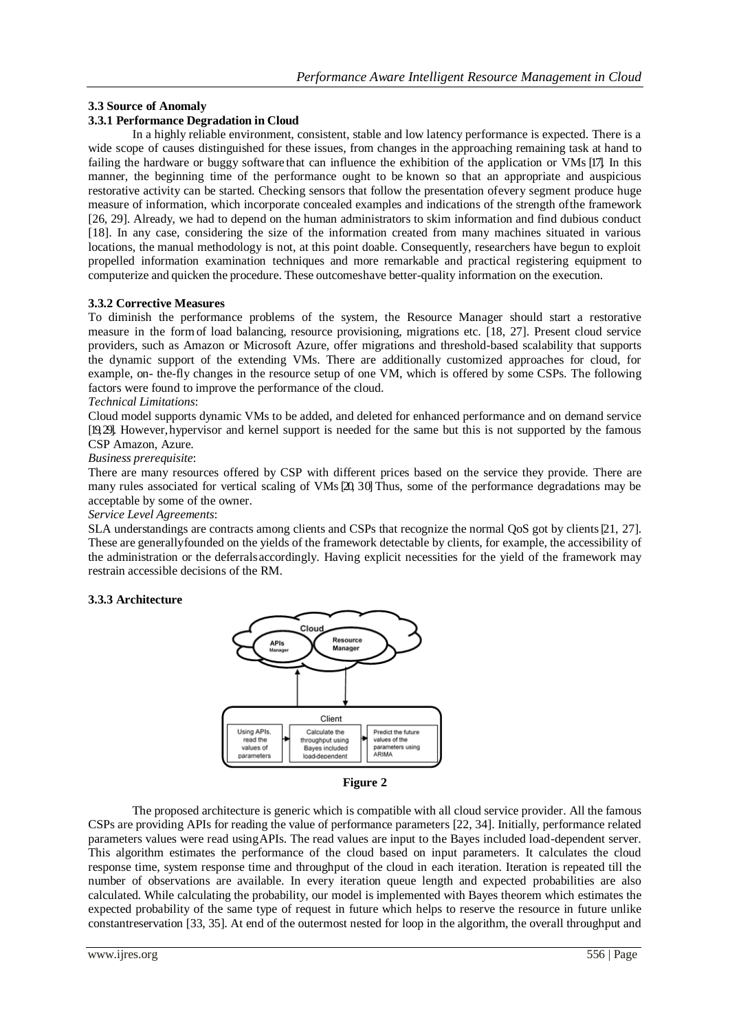### 3.3 Source of Anomaly

#### 3.3.1 Performance Degradation in Cloud

In a highly reliable environment, consistent, stable and low latency performance is expected. There is a wide scope of causes distinguished for these issues, from changes in the approaching remaining task at hand to failing the hardware or buggy software that can influence the exhibition of the application or VMs [17]. In this manner, the beginning time of the performance ought to be known so that an appropriate and auspicious restorative activity can be started. Checking sensors that follow the presentation of every segment produce huge measure of information, which incorporate concealed examples and indications of the strength of the framework [26, 29]. Already, we had to depend on the human administrators to skim information and find dubious conduct [18]. In any case, considering the size of the information created from many machines situated in various locations, the manual methodology is not, at this point doable. Consequently, researchers have begun to exploit propelled information examination techniques and more remarkable and practical registering equipment to computerize and quicken the procedure. These outcomes have better-quality information on the execution.

#### 3.3.2 Corrective Measures

To diminish the performance problems of the system, the Resource Manager should start a restorative measure in the form of load balancing, resource provisioning, migrations etc. [18, 27]. Present cloud service providers, such as Amazon or Microsoft Azure, offer migrations and threshold-based scalability that supports the dynamic support of the extending VMs. There are additionally customized approaches for cloud, for example, on- the-fly changes in the resource setup of one VM, which is offered by some CSPs. The following factors were found to improve the performance of the cloud.

*Technical Limitations*:

Cloud model supports dynamic VMs to be added, and deleted for enhanced performance and on demand service [19, 29]. However, hypervisor and kernel support is needed for the same but this is not supported by the famous CSP Amazon, Azure.

*Business prerequisite*:

There are many resources offered by CSP with different prices based on the service they provide. There are many rules associated for vertical scaling of VMs [20, 30] Thus, some of the performance degradations may be acceptable by some of the owner.

*Service Level Agreements*:

SLA understandings are contracts among clients and CSPs that recognize the normal QoS got by clients [21, 27]. These are generally founded on the yields of the framework detectable by clients, for example, the accessibility of the administration or the deferrals accordingly. Having explicit necessities for the yield of the framework may restrain accessible decisions of the RM.

#### 3.3.3 Architecture

Cloud

APIs Manager

Resource Manager

Client

Using APIs, read the values of parameters → Calculate the throughput using Bayes included load-dependent → Predict the future values of the parameters using ARIMA

**Figure 2**

The proposed architecture is generic which is compatible with all cloud service provider. All the famous CSPs are providing APIs for reading the value of performance parameters [22, 34]. Initially, performance related parameters values were read using APIs. The read values are input to the Bayes included load-dependent server. This algorithm estimates the performance of the cloud based on input parameters. It calculates the cloud response time, system response time and throughput of the cloud in each iteration. Iteration is repeated till the number of observations are available. In every iteration queue length and expected probabilities are also calculated. While calculating the probability, our model is implemented with Bayes theorem which estimates the expected probability of the same type of request in future which helps to reserve the resource in future unlike constant reservation [33, 35]. At end of the outermost nested for loop in the algorithm, the overall throughput and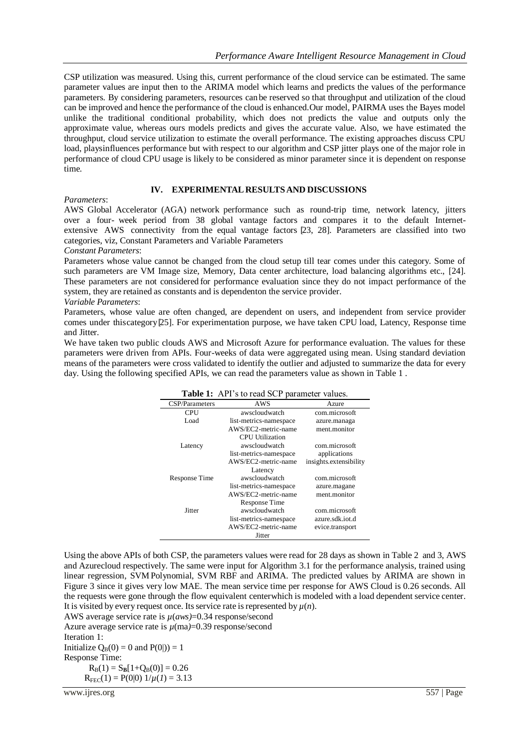CSP utilization was measured. Using this, current performance of the cloud service can be estimated. The same parameter values are input then to the ARIMA model which learns and predicts the values of the performance parameters. By considering parameters, resources canbe reserved so that throughput and utilization of the cloud can be improved and hence the performance of the cloud is enhanced.Our model, PAIRMA uses the Bayes model unlike the traditional conditional probability, which does not predicts the value and outputs only the approximate value, whereas ours models predicts and gives the accurate value. Also, we have estimated the throughput, cloud service utilization to estimate the overall performance. The existing approaches discuss CPU load, playsinfluences performance but with respect to our algorithm and CSP jitter plays one of the major role in performance of cloud CPU usage is likely to be considered as minor parameter since it is dependent on response time.

## IV. EXPERIMENTAL RESULTS AND DISCUSSIONS

*Parameters*:

AWS Global Accelerator (AGA) network performance such as round-trip time, network latency, jitters over a four- week period from 38 global vantage factors and compares it to the default Internet-extensive AWS connectivity from the equal vantage factors [23, 28]. Parameters are classified into two categories, viz, Constant Parameters and Variable Parameters

*Constant Parameters*:

Parameters whose value cannot be changed from the cloud setup till tear comes under this category. Some of such parameters are VM Image size, Memory, Data center architecture, load balancing algorithms etc., [24]. These parameters are not considered for performance evaluation since they do not impact performance of the system, they are retained as constants and is dependenton the service provider.

*Variable Parameters*:

Parameters, whose value are often changed, are dependent on users, and independent from service provider comes under thiscategory[25]. For experimentation purpose, we have taken CPU load, Latency, Response time and Jitter.

We have taken two public clouds AWS and Microsoft Azure for performance evaluation. The values for these parameters were driven from APIs. Four-weeks of data were aggregated using mean. Using standard deviation means of the parameters were cross validated to identify the outlier and adjusted to summarize the data for every day. Using the following specified APIs, we can read the parameters value as shown in Table 1 .

**Table 1:** API's to read SCP parameter values.

| CSP/Parameters | AWS | Azure |
|---|---|---|
| CPU Load | awscloudwatch list-metrics-namespace AWS/EC2-metric-name CPU Utilization | com.microsoft azure.managa ment.monitor |
| Latency | awscloudwatch list-metrics-namespace AWS/EC2-metric-name Latency | com.microsoft applications insights.extensibility |
| Response Time | awscloudwatch list-metrics-namespace AWS/EC2-metric-name Response Time | com.microsoft azure.magane ment.monitor |
| Jitter | awscloudwatch list-metrics-namespace AWS/EC2-metric-name Jitter | com.microsoft azure.sdk.iot.d evice.transport |

Using the above APIs of both CSP, the parameters values were read for 28 days as shown in Table 2 and 3, AWS and Azurecloud respectively. The same were input for Algorithm 3.1 for the performance analysis, trained using linear regression, SVM Polynomial, SVM RBF and ARIMA. The predicted values by ARIMA are shown in Figure 3 since it gives very low MAE. The mean service time per response for AWS Cloud is 0.26 seconds. All the requests were gone through the flow equivalent centerwhich is modeled with a load dependent service center. It is visited by every request once. Its service rate is represented by $\mu(n)$.

AWS average service rate is $\mu(aws)$=0.34 response/second

Azure average service rate is $\mu$(ma)=0.39 response/second

Iteration 1:

Initialize $Q_B(0) = 0$ and $P(0|)) = 1$

Response Time:

$R_B(1) = S_B[1+Q_B(0)] = 0.26$

$R_{FEC}(1) = P(0|0)\ 1/\mu(1) = 3.13$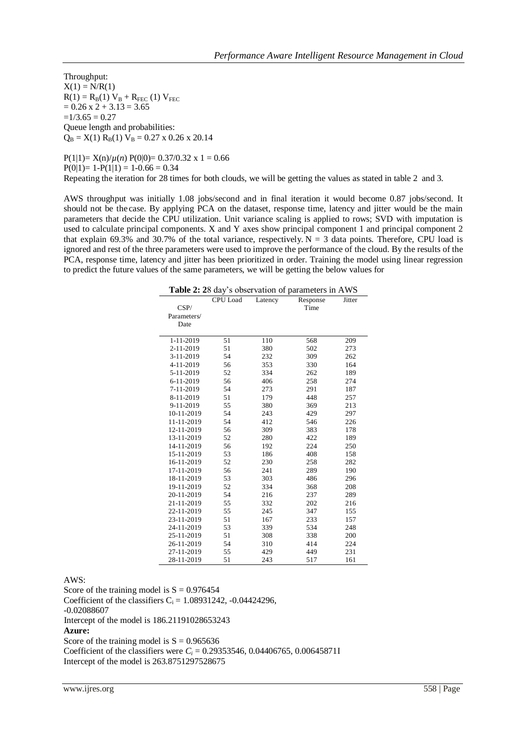Throughput:

$X(1) = N/R(1)$

$R(1) = R_B(1)\, V_B + R_{FEC}\,(1)\, V_{FEC}$

$= 0.26 \times 2 + 3.13 = 3.65$

$= 1/3.65 = 0.27$

Queue length and probabilities:

$Q_B = X(1)\, R_B(1)\, V_B = 0.27 \times 0.26 \times 20.14$

$P(1|1) = X(n)/\mu(n)\, P(0|0) = 0.37/0.32 \times 1 = 0.66$

$P(0|1) = 1\text{-}P(1|1) = 1\text{-}0.66 = 0.34$

Repeating the iteration for 28 times for both clouds, we will be getting the values as stated in table 2 and 3.

AWS throughput was initially 1.08 jobs/second and in final iteration it would become 0.87 jobs/second. It should not be the case. By applying PCA on the dataset, response time, latency and jitter would be the main parameters that decide the CPU utilization. Unit variance scaling is applied to rows; SVD with imputation is used to calculate principal components. X and Y axes show principal component 1 and principal component 2 that explain 69.3% and 30.7% of the total variance, respectively. $N = 3$ data points. Therefore, CPU load is ignored and rest of the three parameters were used to improve the performance of the cloud. By the results of the PCA, response time, latency and jitter has been prioritized in order. Training the model using linear regression to predict the future values of the same parameters, we will be getting the below values for

**Table 2:** 28 day's observation of parameters in AWS

| CSP/ Parameters/ Date | CPU Load | Latency | Response Time | Jitter |
|---|---|---|---|---|
| 1-11-2019 | 51 | 110 | 568 | 209 |
| 2-11-2019 | 51 | 380 | 502 | 273 |
| 3-11-2019 | 54 | 232 | 309 | 262 |
| 4-11-2019 | 56 | 353 | 330 | 164 |
| 5-11-2019 | 52 | 334 | 262 | 189 |
| 6-11-2019 | 56 | 406 | 258 | 274 |
| 7-11-2019 | 54 | 273 | 291 | 187 |
| 8-11-2019 | 51 | 179 | 448 | 257 |
| 9-11-2019 | 55 | 380 | 369 | 213 |
| 10-11-2019 | 54 | 243 | 429 | 297 |
| 11-11-2019 | 54 | 412 | 546 | 226 |
| 12-11-2019 | 56 | 309 | 383 | 178 |
| 13-11-2019 | 52 | 280 | 422 | 189 |
| 14-11-2019 | 56 | 192 | 224 | 250 |
| 15-11-2019 | 53 | 186 | 408 | 158 |
| 16-11-2019 | 52 | 230 | 258 | 282 |
| 17-11-2019 | 56 | 241 | 289 | 190 |
| 18-11-2019 | 53 | 303 | 486 | 296 |
| 19-11-2019 | 52 | 334 | 368 | 208 |
| 20-11-2019 | 54 | 216 | 237 | 289 |
| 21-11-2019 | 55 | 332 | 202 | 216 |
| 22-11-2019 | 55 | 245 | 347 | 155 |
| 23-11-2019 | 51 | 167 | 233 | 157 |
| 24-11-2019 | 53 | 339 | 534 | 248 |
| 25-11-2019 | 51 | 308 | 338 | 200 |
| 26-11-2019 | 54 | 310 | 414 | 224 |
| 27-11-2019 | 55 | 429 | 449 | 231 |
| 28-11-2019 | 51 | 243 | 517 | 161 |

AWS:

Score of the training model is $S = 0.976454$

Coefficient of the classifiers $C_i = 1.08931242, -0.04424296, -0.02088607$

Intercept of the model is 186.21191028653243

**Azure:**

Score of the training model is $S = 0.965636$

Coefficient of the classifiers were $C_i = 0.29353546, 0.04406765, 0.006458711$

Intercept of the model is 263.8751297528675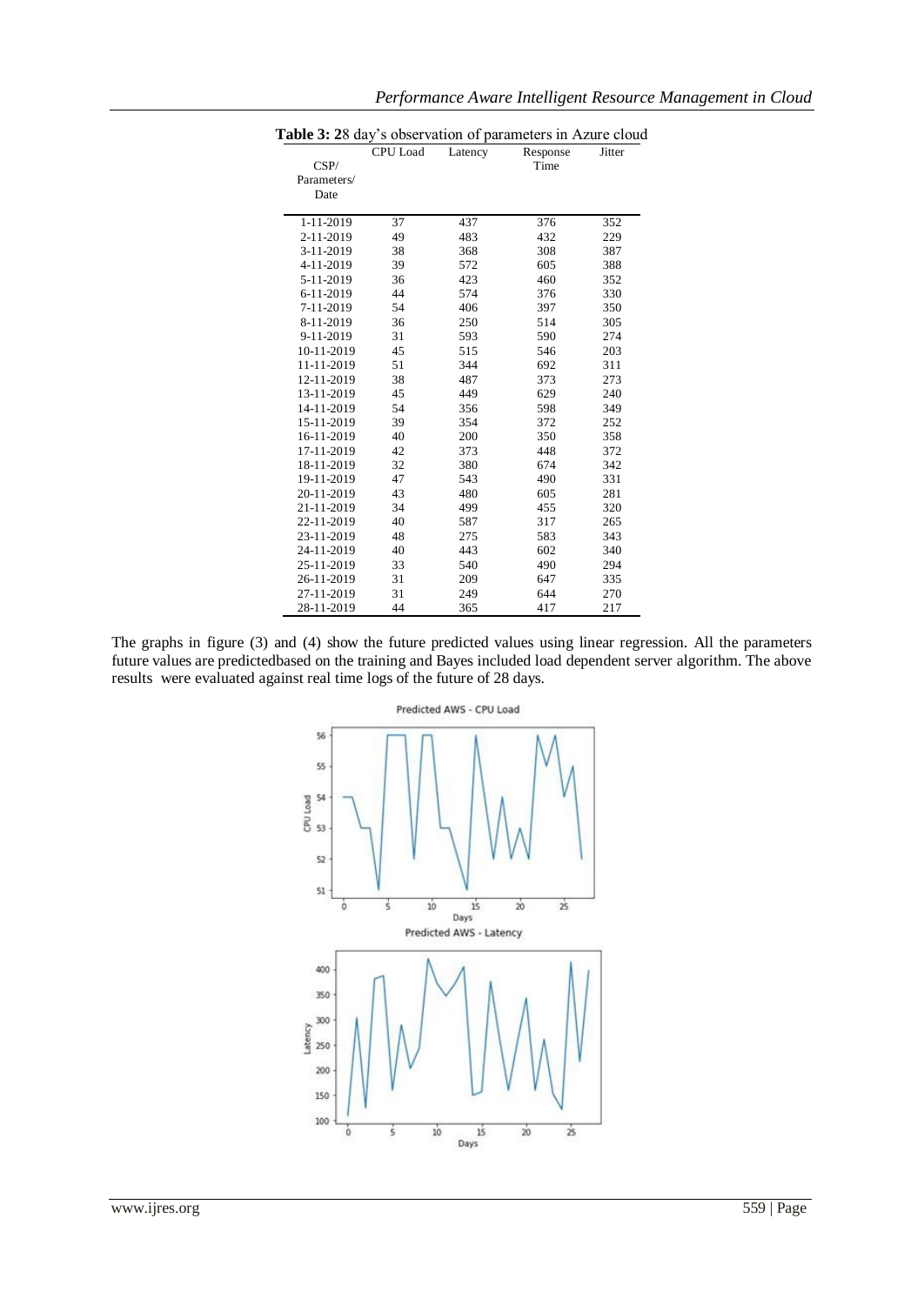**Table 3: 28 day's observation of parameters in Azure cloud**

| CSP/ Parameters/ Date | CPU Load | Latency | Response Time | Jitter |
|---|---|---|---|---|
| 1-11-2019 | 37 | 437 | 376 | 352 |
| 2-11-2019 | 49 | 483 | 432 | 229 |
| 3-11-2019 | 38 | 368 | 308 | 387 |
| 4-11-2019 | 39 | 572 | 605 | 388 |
| 5-11-2019 | 36 | 423 | 460 | 352 |
| 6-11-2019 | 44 | 574 | 376 | 330 |
| 7-11-2019 | 54 | 406 | 397 | 350 |
| 8-11-2019 | 36 | 250 | 514 | 305 |
| 9-11-2019 | 31 | 593 | 590 | 274 |
| 10-11-2019 | 45 | 515 | 546 | 203 |
| 11-11-2019 | 51 | 344 | 692 | 311 |
| 12-11-2019 | 38 | 487 | 373 | 273 |
| 13-11-2019 | 45 | 449 | 629 | 240 |
| 14-11-2019 | 54 | 356 | 598 | 349 |
| 15-11-2019 | 39 | 354 | 372 | 252 |
| 16-11-2019 | 40 | 200 | 350 | 358 |
| 17-11-2019 | 42 | 373 | 448 | 372 |
| 18-11-2019 | 32 | 380 | 674 | 342 |
| 19-11-2019 | 47 | 543 | 490 | 331 |
| 20-11-2019 | 43 | 480 | 605 | 281 |
| 21-11-2019 | 34 | 499 | 455 | 320 |
| 22-11-2019 | 40 | 587 | 317 | 265 |
| 23-11-2019 | 48 | 275 | 583 | 343 |
| 24-11-2019 | 40 | 443 | 602 | 340 |
| 25-11-2019 | 33 | 540 | 490 | 294 |
| 26-11-2019 | 31 | 209 | 647 | 335 |
| 27-11-2019 | 31 | 249 | 644 | 270 |
| 28-11-2019 | 44 | 365 | 417 | 217 |

The graphs in figure (3) and (4) show the future predicted values using linear regression. All the parameters future values are predictedbased on the training and Bayes included load dependent server algorithm. The above results were evaluated against real time logs of the future of 28 days.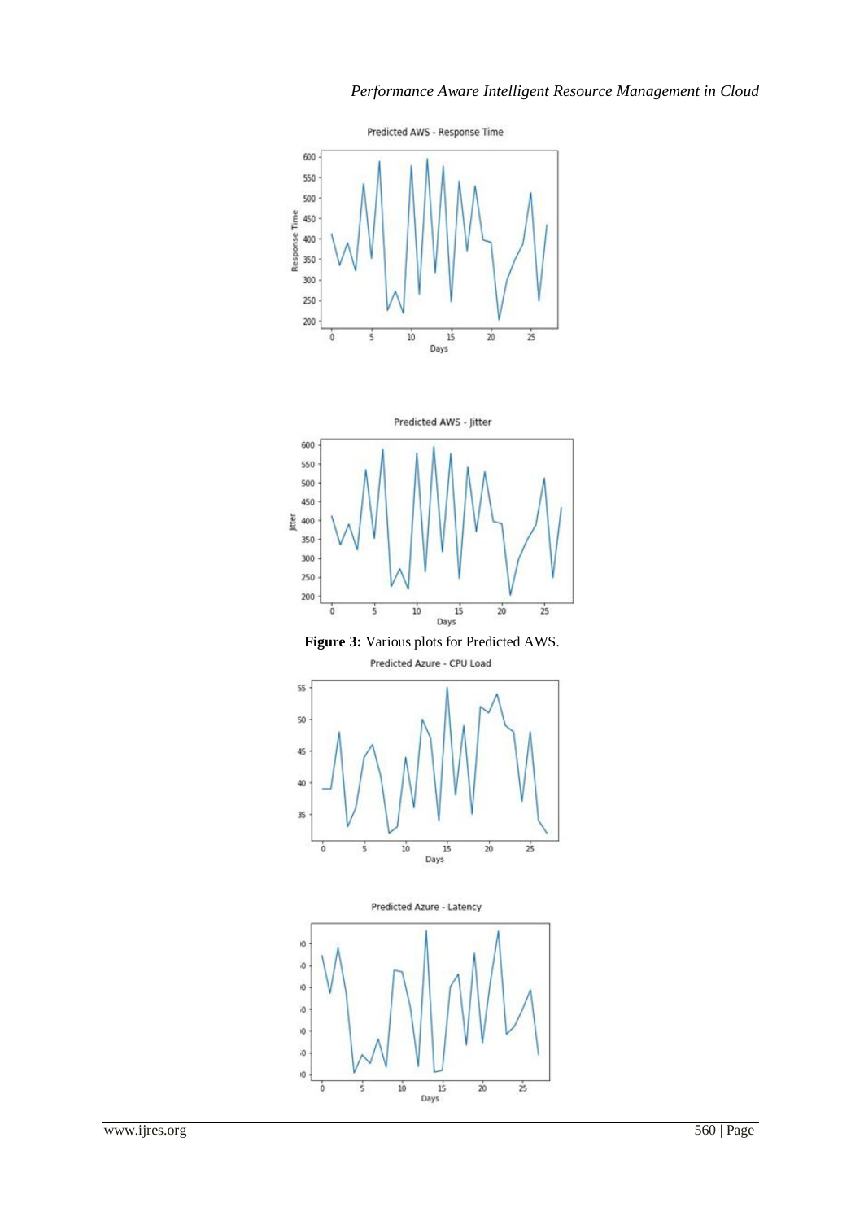**Figure 3:** Various plots for Predicted AWS.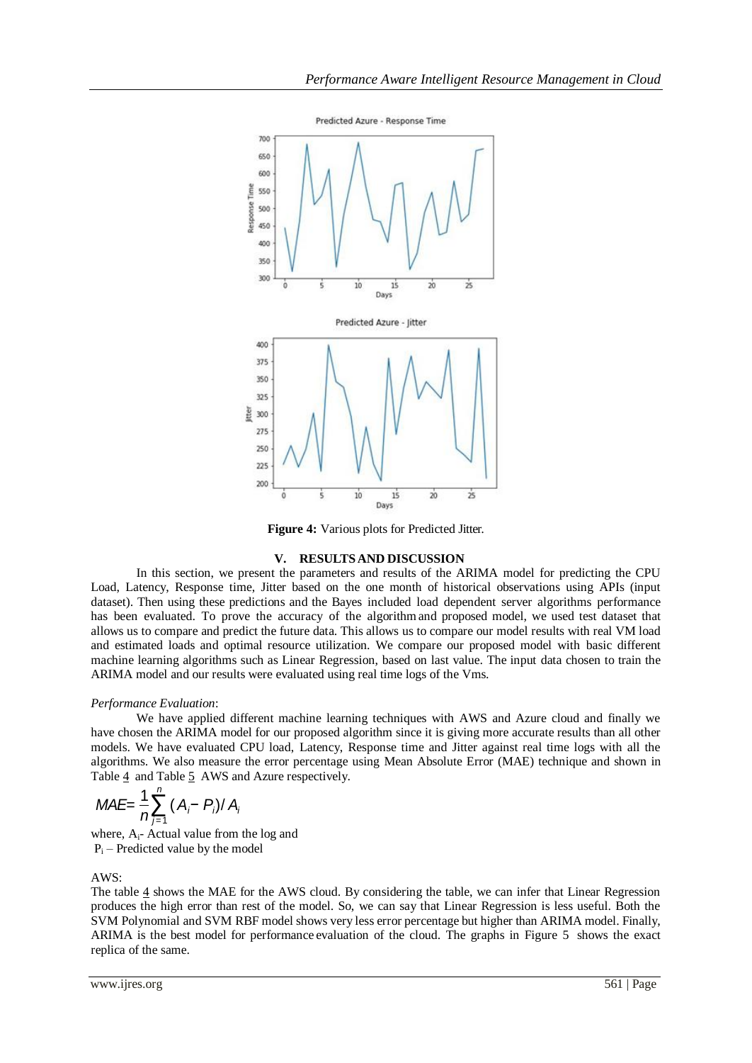Figure 4: Various plots for Predicted Jitter.

## V. RESULTS AND DISCUSSION

In this section, we present the parameters and results of the ARIMA model for predicting the CPU Load, Latency, Response time, Jitter based on the one month of historical observations using APIs (input dataset). Then using these predictions and the Bayes included load dependent server algorithms performance has been evaluated. To prove the accuracy of the algorithm and proposed model, we used test dataset that allows us to compare and predict the future data. This allows us to compare our model results with real VM load and estimated loads and optimal resource utilization. We compare our proposed model with basic different machine learning algorithms such as Linear Regression, based on last value. The input data chosen to train the ARIMA model and our results were evaluated using real time logs of the Vms.

*Performance Evaluation*:

We have applied different machine learning techniques with AWS and Azure cloud and finally we have chosen the ARIMA model for our proposed algorithm since it is giving more accurate results than all other models. We have evaluated CPU load, Latency, Response time and Jitter against real time logs with all the algorithms. We also measure the error percentage using Mean Absolute Error (MAE) technique and shown in Table 4 and Table 5 AWS and Azure respectively.

$$MAE = \frac{1}{n}\sum_{j=1}^{n}(A_i - P_i)/A_i$$

where, $A_i$- Actual value from the log and
$P_i$ – Predicted value by the model

AWS:
The table 4 shows the MAE for the AWS cloud. By considering the table, we can infer that Linear Regression produces the high error than rest of the model. So, we can say that Linear Regression is less useful. Both the SVM Polynomial and SVM RBF model shows very less error percentage but higher than ARIMA model. Finally, ARIMA is the best model for performance evaluation of the cloud. The graphs in Figure 5 shows the exact replica of the same.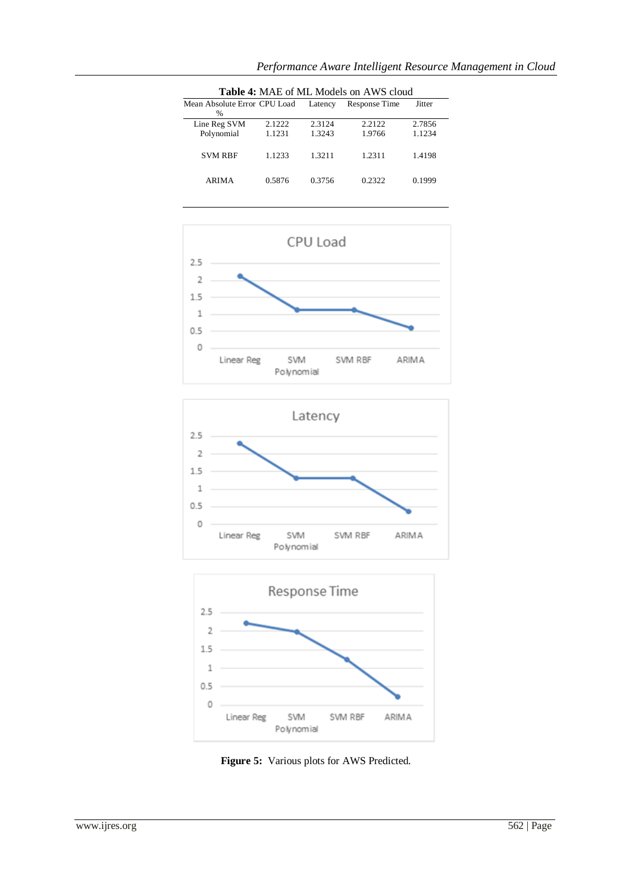**Table 4:** MAE of ML Models on AWS cloud

| Mean Absolute Error % | CPU Load | Latency | Response Time | Jitter |
|---|---|---|---|---|
| Line Reg | 2.1222 | 2.3124 | 2.2122 | 2.7856 |
| SVM Polynomial | 1.1231 | 1.3243 | 1.9766 | 1.1234 |
| SVM RBF | 1.1233 | 1.3211 | 1.2311 | 1.4198 |
| ARIMA | 0.5876 | 0.3756 | 0.2322 | 0.1999 |

**Figure 5:** Various plots for AWS Predicted.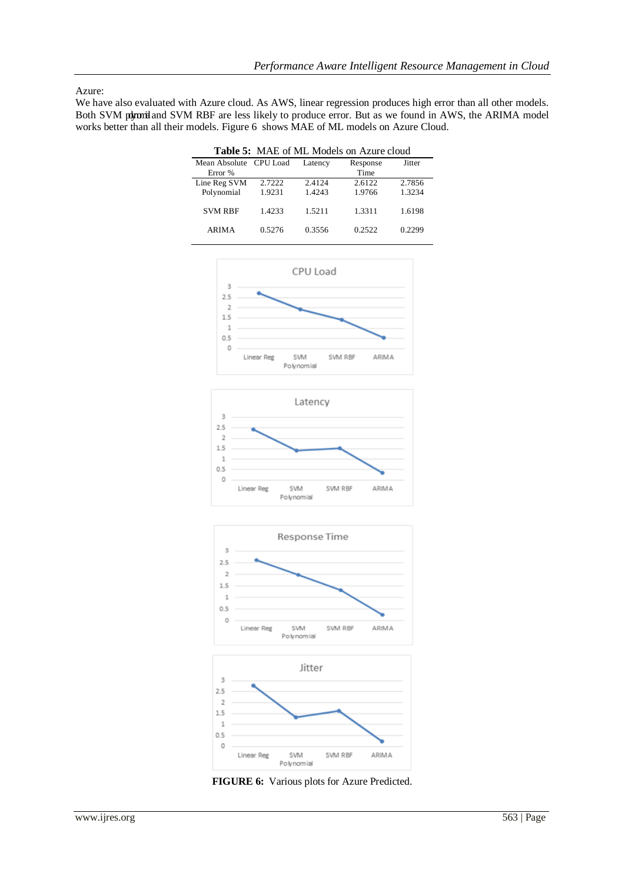Azure:

We have also evaluated with Azure cloud. As AWS, linear regression produces high error than all other models. Both SVM polynomial and SVM RBF are less likely to produce error. But as we found in AWS, the ARIMA model works better than all their models. Figure 6 shows MAE of ML models on Azure Cloud.

**Table 5:** MAE of ML Models on Azure cloud

| Mean Absolute Error % | CPU Load | Latency | Response Time | Jitter |
|---|---|---|---|---|
| Line Reg SVM | 2.7222 | 2.4124 | 2.6122 | 2.7856 |
| Polynomial | 1.9231 | 1.4243 | 1.9766 | 1.3234 |
| SVM RBF | 1.4233 | 1.5211 | 1.3311 | 1.6198 |
| ARIMA | 0.5276 | 0.3556 | 0.2522 | 0.2299 |

**FIGURE 6:** Various plots for Azure Predicted.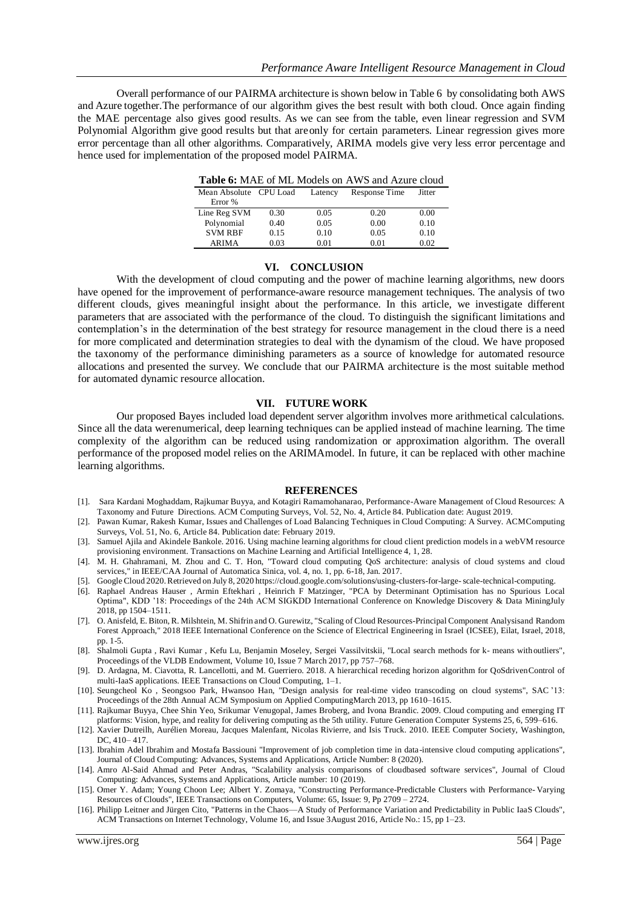Overall performance of our PAIRMA architecture is shown below in Table 6 by consolidating both AWS and Azure together.The performance of our algorithm gives the best result with both cloud. Once again finding the MAE percentage also gives good results. As we can see from the table, even linear regression and SVM Polynomial Algorithm give good results but that areonly for certain parameters. Linear regression gives more error percentage than all other algorithms. Comparatively, ARIMA models give very less error percentage and hence used for implementation of the proposed model PAIRMA.

**Table 6:** MAE of ML Models on AWS and Azure cloud

| Mean Absolute Error % | CPU Load | Latency | Response Time | Jitter |
|---|---|---|---|---|
| Line Reg SVM | 0.30 | 0.05 | 0.20 | 0.00 |
| Polynomial | 0.40 | 0.05 | 0.00 | 0.10 |
| SVM RBF | 0.15 | 0.10 | 0.05 | 0.10 |
| ARIMA | 0.03 | 0.01 | 0.01 | 0.02 |

## VI. CONCLUSION

With the development of cloud computing and the power of machine learning algorithms, new doors have opened for the improvement of performance-aware resource management techniques. The analysis of two different clouds, gives meaningful insight about the performance. In this article, we investigate different parameters that are associated with the performance of the cloud. To distinguish the significant limitations and contemplation's in the determination of the best strategy for resource management in the cloud there is a need for more complicated and determination strategies to deal with the dynamism of the cloud. We have proposed the taxonomy of the performance diminishing parameters as a source of knowledge for automated resource allocations and presented the survey. We conclude that our PAIRMA architecture is the most suitable method for automated dynamic resource allocation.

## VII. FUTURE WORK

Our proposed Bayes included load dependent server algorithm involves more arithmetical calculations. Since all the data werenumerical, deep learning techniques can be applied instead of machine learning. The time complexity of the algorithm can be reduced using randomization or approximation algorithm. The overall performance of the proposed model relies on the ARIMAmodel. In future, it can be replaced with other machine learning algorithms.

## REFERENCES

[1]. Sara Kardani Moghaddam, Rajkumar Buyya, and Kotagiri Ramamohanarao, Performance-Aware Management of Cloud Resources: A Taxonomy and Future Directions. ACM Computing Surveys, Vol. 52, No. 4, Article 84. Publication date: August 2019.

[2]. Pawan Kumar, Rakesh Kumar, Issues and Challenges of Load Balancing Techniques in Cloud Computing: A Survey. ACMComputing Surveys, Vol. 51, No. 6, Article 84. Publication date: February 2019.

[3]. Samuel Ajila and Akindele Bankole. 2016. Using machine learning algorithms for cloud client prediction models in a webVM resource provisioning environment. Transactions on Machine Learning and Artificial Intelligence 4, 1, 28.

[4]. M. H. Ghahramani, M. Zhou and C. T. Hon, "Toward cloud computing QoS architecture: analysis of cloud systems and cloud services," in IEEE/CAA Journal of Automatica Sinica, vol. 4, no. 1, pp. 6-18, Jan. 2017.

[5]. Google Cloud 2020. Retrieved on July 8, 2020 https://cloud.google.com/solutions/using-clusters-for-large- scale-technical-computing.

[6]. Raphael Andreas Hauser , Armin Eftekhari , Heinrich F Matzinger, "PCA by Determinant Optimisation has no Spurious Local Optima", KDD '18: Proceedings of the 24th ACM SIGKDD International Conference on Knowledge Discovery & Data MiningJuly 2018, pp 1504–1511.

[7]. O. Anisfeld, E. Biton, R. Milshtein, M. Shifrin and O. Gurewitz, "Scaling of Cloud Resources-Principal Component Analysisand Random Forest Approach," 2018 IEEE International Conference on the Science of Electrical Engineering in Israel (ICSEE), Eilat, Israel, 2018, pp. 1-5.

[8]. Shalmoli Gupta , Ravi Kumar , Kefu Lu, Benjamin Moseley, Sergei Vassilvitskii, "Local search methods for k- means withoutliers", Proceedings of the VLDB Endowment, Volume 10, Issue 7 March 2017, pp 757–768.

[9]. D. Ardagna, M. Ciavotta, R. Lancellotti, and M. Guerriero. 2018. A hierarchical receding horizon algorithm for QoSdrivenControl of multi-IaaS applications. IEEE Transactions on Cloud Computing, 1–1.

[10]. Seungcheol Ko , Seongsoo Park, Hwansoo Han, "Design analysis for real-time video transcoding on cloud systems", SAC '13: Proceedings of the 28th Annual ACM Symposium on Applied ComputingMarch 2013, pp 1610–1615.

[11]. Rajkumar Buyya, Chee Shin Yeo, Srikumar Venugopal, James Broberg, and Ivona Brandic. 2009. Cloud computing and emerging IT platforms: Vision, hype, and reality for delivering computing as the 5th utility. Future Generation Computer Systems 25, 6, 599–616.

[12]. Xavier Dutreilh, Aurélien Moreau, Jacques Malenfant, Nicolas Rivierre, and Isis Truck. 2010. IEEE Computer Society, Washington, DC, 410– 417.

[13]. Ibrahim Adel Ibrahim and Mostafa Bassiouni "Improvement of job completion time in data-intensive cloud computing applications", Journal of Cloud Computing: Advances, Systems and Applications, Article Number: 8 (2020).

[14]. Amro Al-Said Ahmad and Peter Andras, "Scalability analysis comparisons of cloudbased software services", Journal of Cloud Computing: Advances, Systems and Applications, Article number: 10 (2019).

[15]. Omer Y. Adam; Young Choon Lee; Albert Y. Zomaya, "Constructing Performance-Predictable Clusters with Performance- Varying Resources of Clouds", IEEE Transactions on Computers, Volume: 65, Issue: 9, Pp 2709 – 2724.

[16]. Philipp Leitner and Jürgen Cito, "Patterns in the Chaos—A Study of Performance Variation and Predictability in Public IaaS Clouds", ACM Transactions on Internet Technology, Volume 16, and Issue 3August 2016, Article No.: 15, pp 1–23.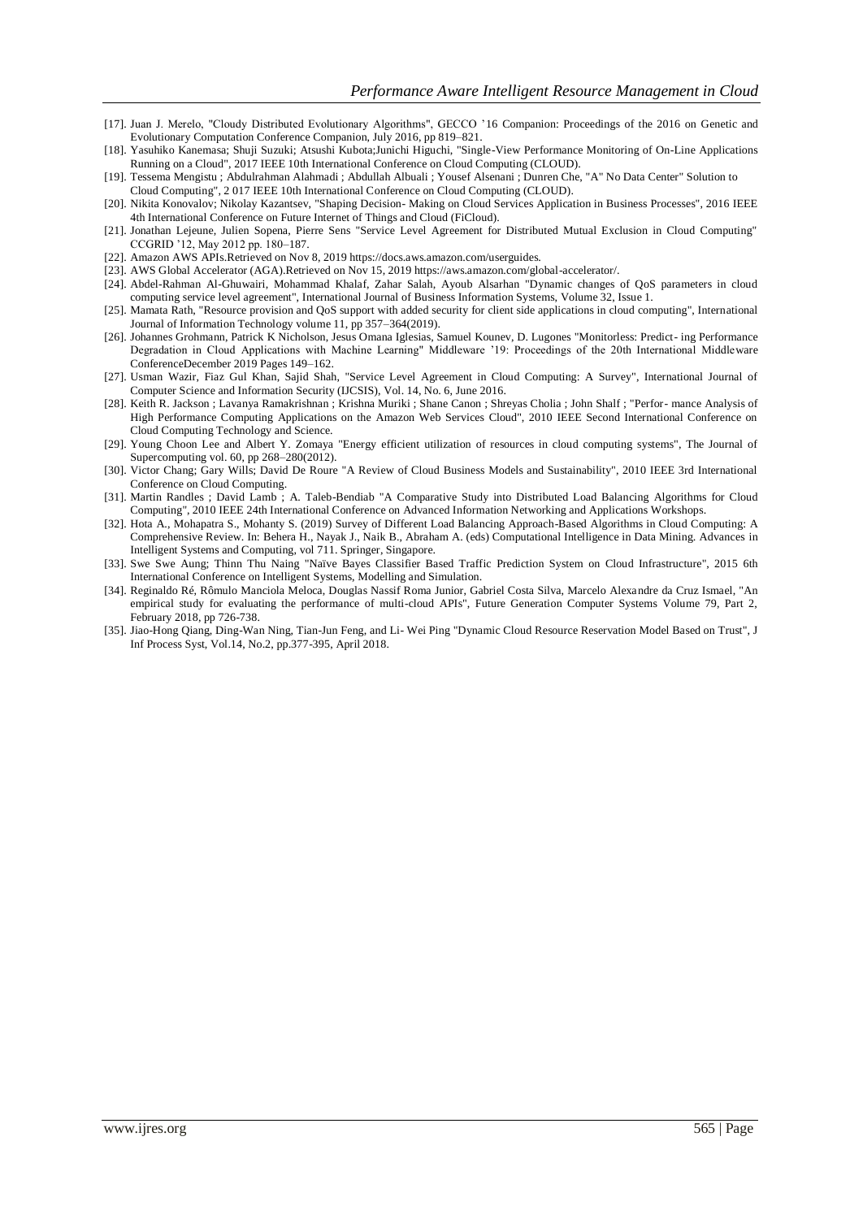[17]. Juan J. Merelo, "Cloudy Distributed Evolutionary Algorithms", GECCO '16 Companion: Proceedings of the 2016 on Genetic and Evolutionary Computation Conference Companion, July 2016, pp 819–821.

[18]. Yasuhiko Kanemasa; Shuji Suzuki; Atsushi Kubota;Junichi Higuchi, "Single-View Performance Monitoring of On-Line Applications Running on a Cloud", 2017 IEEE 10th International Conference on Cloud Computing (CLOUD).

[19]. Tessema Mengistu ; Abdulrahman Alahmadi ; Abdullah Albuali ; Yousef Alsenani ; Dunren Che, "A" No Data Center" Solution to Cloud Computing", 2 017 IEEE 10th International Conference on Cloud Computing (CLOUD).

[20]. Nikita Konovalov; Nikolay Kazantsev, "Shaping Decision- Making on Cloud Services Application in Business Processes", 2016 IEEE 4th International Conference on Future Internet of Things and Cloud (FiCloud).

[21]. Jonathan Lejeune, Julien Sopena, Pierre Sens "Service Level Agreement for Distributed Mutual Exclusion in Cloud Computing" CCGRID '12, May 2012 pp. 180–187.

[22]. Amazon AWS APIs.Retrieved on Nov 8, 2019 https://docs.aws.amazon.com/userguides.

[23]. AWS Global Accelerator (AGA).Retrieved on Nov 15, 2019 https://aws.amazon.com/global-accelerator/.

[24]. Abdel-Rahman Al-Ghuwairi, Mohammad Khalaf, Zahar Salah, Ayoub Alsarhan "Dynamic changes of QoS parameters in cloud computing service level agreement", International Journal of Business Information Systems, Volume 32, Issue 1.

[25]. Mamata Rath, "Resource provision and QoS support with added security for client side applications in cloud computing", International Journal of Information Technology volume 11, pp 357–364(2019).

[26]. Johannes Grohmann, Patrick K Nicholson, Jesus Omana Iglesias, Samuel Kounev, D. Lugones "Monitorless: Predict- ing Performance Degradation in Cloud Applications with Machine Learning" Middleware '19: Proceedings of the 20th International Middleware ConferenceDecember 2019 Pages 149–162.

[27]. Usman Wazir, Fiaz Gul Khan, Sajid Shah, "Service Level Agreement in Cloud Computing: A Survey", International Journal of Computer Science and Information Security (IJCSIS), Vol. 14, No. 6, June 2016.

[28]. Keith R. Jackson ; Lavanya Ramakrishnan ; Krishna Muriki ; Shane Canon ; Shreyas Cholia ; John Shalf ; "Perfor- mance Analysis of High Performance Computing Applications on the Amazon Web Services Cloud", 2010 IEEE Second International Conference on Cloud Computing Technology and Science.

[29]. Young Choon Lee and Albert Y. Zomaya "Energy efficient utilization of resources in cloud computing systems", The Journal of Supercomputing vol. 60, pp 268–280(2012).

[30]. Victor Chang; Gary Wills; David De Roure "A Review of Cloud Business Models and Sustainability", 2010 IEEE 3rd International Conference on Cloud Computing.

[31]. Martin Randles ; David Lamb ; A. Taleb-Bendiab "A Comparative Study into Distributed Load Balancing Algorithms for Cloud Computing", 2010 IEEE 24th International Conference on Advanced Information Networking and Applications Workshops.

[32]. Hota A., Mohapatra S., Mohanty S. (2019) Survey of Different Load Balancing Approach-Based Algorithms in Cloud Computing: A Comprehensive Review. In: Behera H., Nayak J., Naik B., Abraham A. (eds) Computational Intelligence in Data Mining. Advances in Intelligent Systems and Computing, vol 711. Springer, Singapore.

[33]. Swe Swe Aung; Thinn Thu Naing "Naïve Bayes Classifier Based Traffic Prediction System on Cloud Infrastructure", 2015 6th International Conference on Intelligent Systems, Modelling and Simulation.

[34]. Reginaldo Ré, Rômulo Manciola Meloca, Douglas Nassif Roma Junior, Gabriel Costa Silva, Marcelo Alexandre da Cruz Ismael, "An empirical study for evaluating the performance of multi-cloud APIs", Future Generation Computer Systems Volume 79, Part 2, February 2018, pp 726-738.

[35]. Jiao-Hong Qiang, Ding-Wan Ning, Tian-Jun Feng, and Li- Wei Ping "Dynamic Cloud Resource Reservation Model Based on Trust", J Inf Process Syst, Vol.14, No.2, pp.377-395, April 2018.